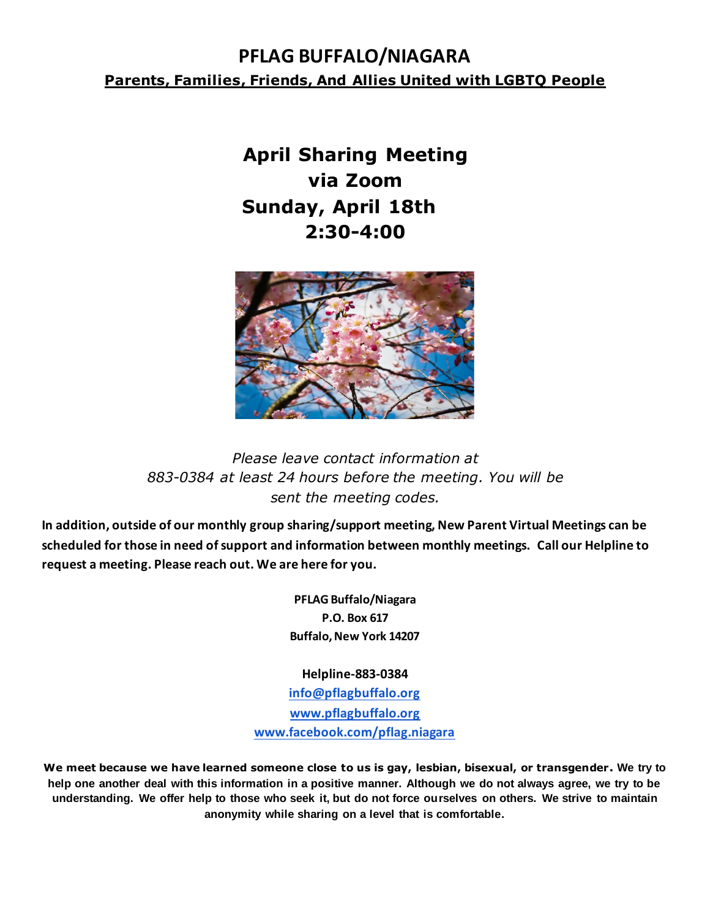# PFLAG BUFFALO/NIAGARA

**Parents, Families, Friends, And Allies United with LGBTQ People**

## April Sharing Meeting
## via Zoom
## Sunday, April 18th
## 2:30-4:00

*Please leave contact information at 883-0384 at least 24 hours before the meeting. You will be sent the meeting codes.*

**In addition, outside of our monthly group sharing/support meeting, New Parent Virtual Meetings can be scheduled for those in need of support and information between monthly meetings. Call our Helpline to request a meeting. Please reach out. We are here for you.**

**PFLAG Buffalo/Niagara**
**P.O. Box 617**
**Buffalo, New York 14207**

**Helpline-883-0384**
**info@pflagbuffalo.org**
**www.pflagbuffalo.org**
**www.facebook.com/pflag.niagara**

**We meet because we have learned someone close to us is gay, lesbian, bisexual, or transgender. We try to help one another deal with this information in a positive manner. Although we do not always agree, we try to be understanding. We offer help to those who seek it, but do not force ourselves on others. We strive to maintain anonymity while sharing on a level that is comfortable.**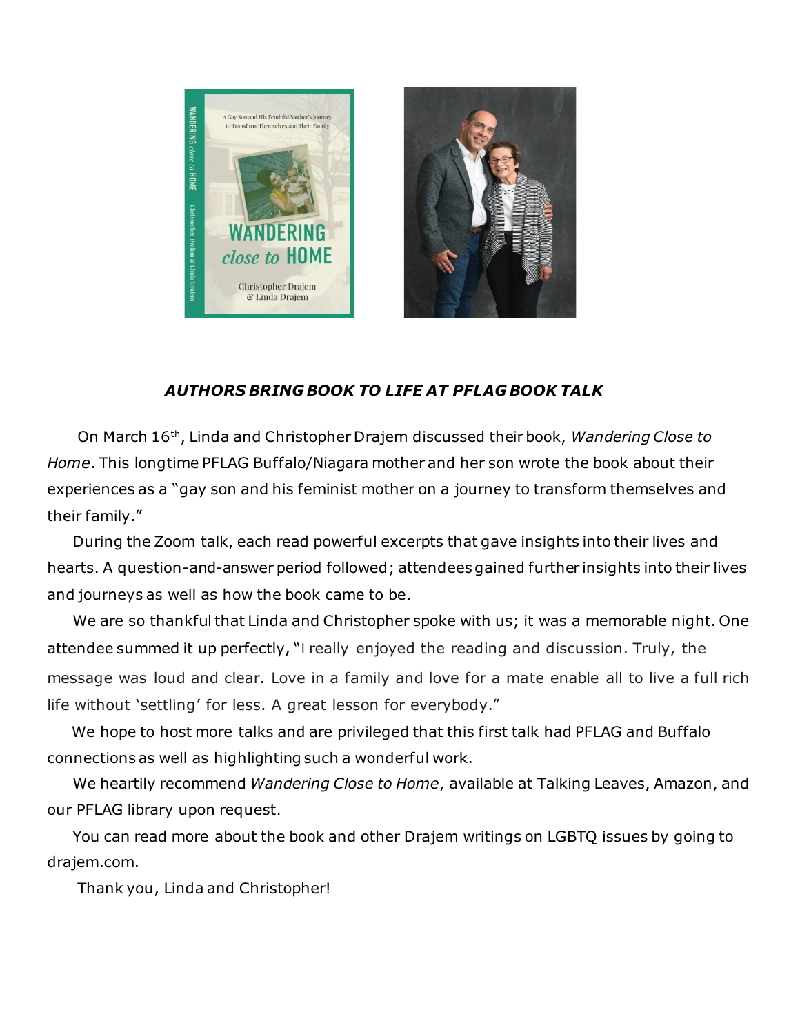***AUTHORS BRING BOOK TO LIFE AT PFLAG BOOK TALK***

On March 16th, Linda and Christopher Drajem discussed their book, *Wandering Close to Home*. This longtime PFLAG Buffalo/Niagara mother and her son wrote the book about their experiences as a "gay son and his feminist mother on a journey to transform themselves and their family."

During the Zoom talk, each read powerful excerpts that gave insights into their lives and hearts. A question-and-answer period followed; attendees gained further insights into their lives and journeys as well as how the book came to be.

We are so thankful that Linda and Christopher spoke with us; it was a memorable night. One attendee summed it up perfectly, "I really enjoyed the reading and discussion. Truly, the message was loud and clear. Love in a family and love for a mate enable all to live a full rich life without 'settling' for less. A great lesson for everybody."

We hope to host more talks and are privileged that this first talk had PFLAG and Buffalo connections as well as highlighting such a wonderful work.

We heartily recommend *Wandering Close to Home*, available at Talking Leaves, Amazon, and our PFLAG library upon request.

You can read more about the book and other Drajem writings on LGBTQ issues by going to drajem.com.

Thank you, Linda and Christopher!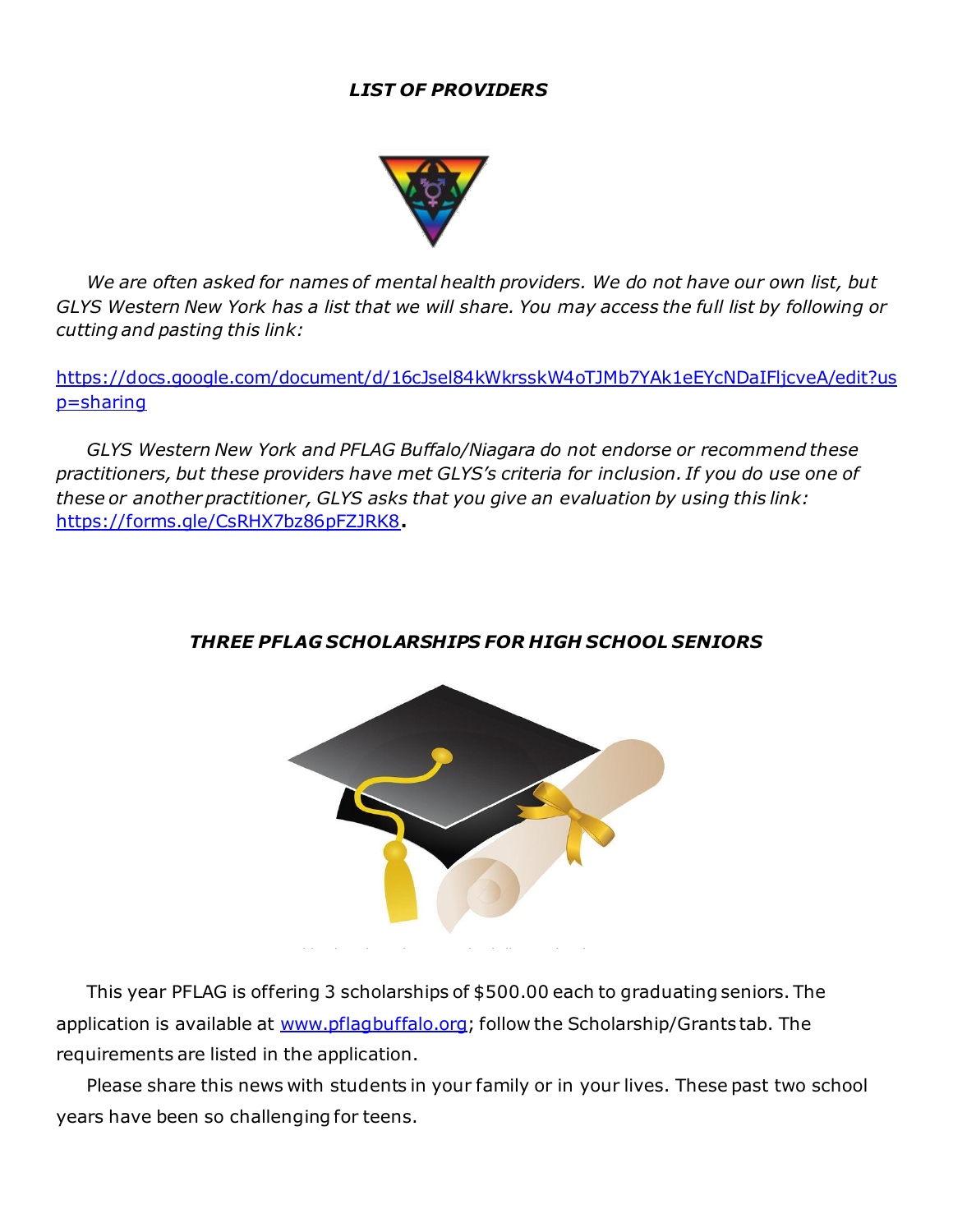### *LIST OF PROVIDERS*

*We are often asked for names of mental health providers. We do not have our own list, but GLYS Western New York has a list that we will share. You may access the full list by following or cutting and pasting this link:*

https://docs.google.com/document/d/16cJsel84kWkrsskW4oTJMb7YAk1eEYcNDaIFljcveA/edit?usp=sharing

*GLYS Western New York and PFLAG Buffalo/Niagara do not endorse or recommend these practitioners, but these providers have met GLYS's criteria for inclusion. If you do use one of these or another practitioner, GLYS asks that you give an evaluation by using this link:* https://forms.gle/CsRHX7bz86pFZJRK8**.**

### *THREE PFLAG SCHOLARSHIPS FOR HIGH SCHOOL SENIORS*

This year PFLAG is offering 3 scholarships of $500.00 each to graduating seniors. The application is available at www.pflagbuffalo.org; follow the Scholarship/Grants tab. The requirements are listed in the application.

Please share this news with students in your family or in your lives. These past two school years have been so challenging for teens.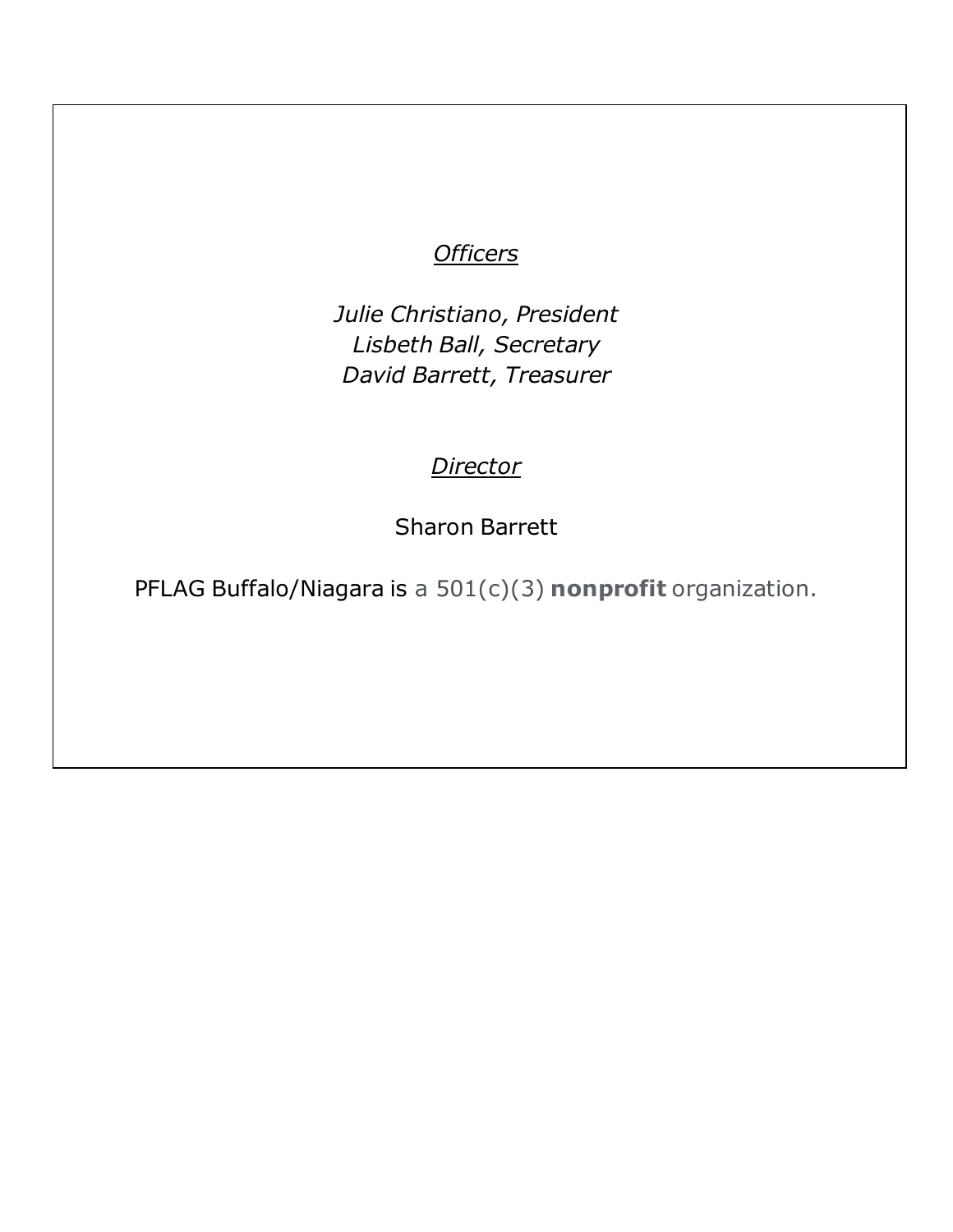*<u>Officers</u>*

*Julie Christiano, President*
*Lisbeth Ball, Secretary*
*David Barrett, Treasurer*

*<u>Director</u>*

Sharon Barrett

PFLAG Buffalo/Niagara is a 501(c)(3) **nonprofit** organization.